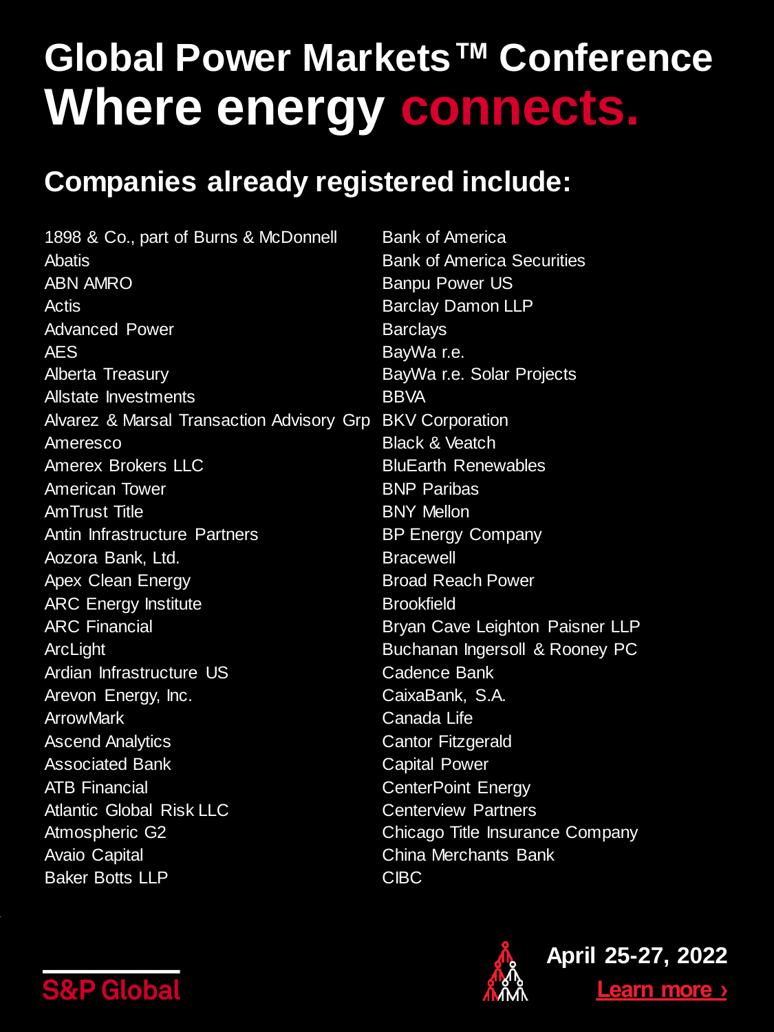# Global Power Markets™ Conference
# Where energy connects.

## Companies already registered include:

1898 & Co., part of Burns & McDonnell
Abatis
ABN AMRO
Actis
Advanced Power
AES
Alberta Treasury
Allstate Investments
Alvarez & Marsal Transaction Advisory Grp
Ameresco
Amerex Brokers LLC
American Tower
AmTrust Title
Antin Infrastructure Partners
Aozora Bank, Ltd.
Apex Clean Energy
ARC Energy Institute
ARC Financial
ArcLight
Ardian Infrastructure US
Arevon Energy, Inc.
ArrowMark
Ascend Analytics
Associated Bank
ATB Financial
Atlantic Global Risk LLC
Atmospheric G2
Avaio Capital
Baker Botts LLP
Bank of America
Bank of America Securities
Banpu Power US
Barclay Damon LLP
Barclays
BayWa r.e.
BayWa r.e. Solar Projects
BBVA
BKV Corporation
Black & Veatch
BluEarth Renewables
BNP Paribas
BNY Mellon
BP Energy Company
Bracewell
Broad Reach Power
Brookfield
Bryan Cave Leighton Paisner LLP
Buchanan Ingersoll & Rooney PC
Cadence Bank
CaixaBank, S.A.
Canada Life
Cantor Fitzgerald
Capital Power
CenterPoint Energy
Centerview Partners
Chicago Title Insurance Company
China Merchants Bank
CIBC

S&P Global

April 25-27, 2022

Learn more ›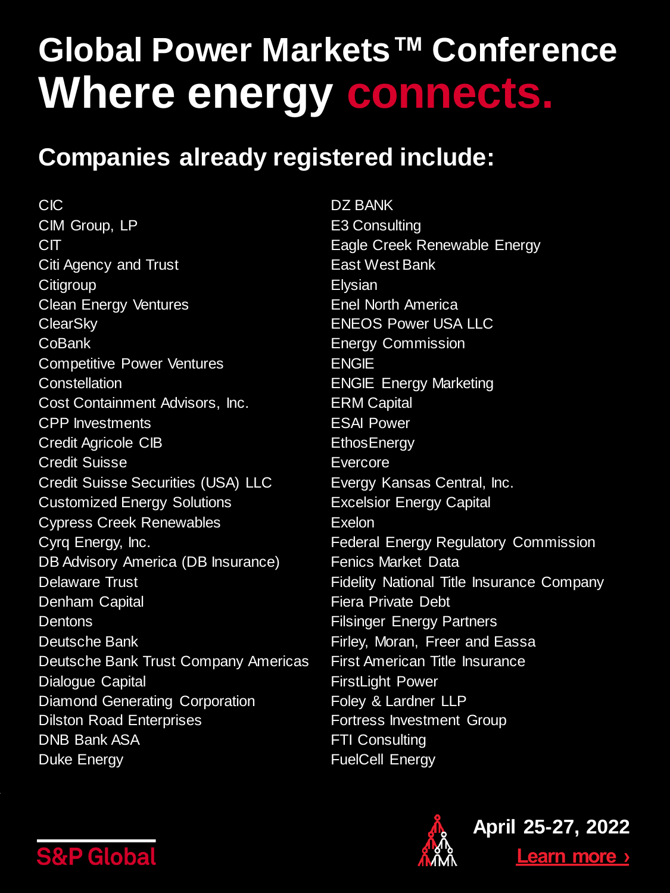# Global Power Markets™ Conference
# Where energy connects.

## Companies already registered include:

CIC
CIM Group, LP
CIT
Citi Agency and Trust
Citigroup
Clean Energy Ventures
ClearSky
CoBank
Competitive Power Ventures
Constellation
Cost Containment Advisors, Inc.
CPP Investments
Credit Agricole CIB
Credit Suisse
Credit Suisse Securities (USA) LLC
Customized Energy Solutions
Cypress Creek Renewables
Cyrq Energy, Inc.
DB Advisory America (DB Insurance)
Delaware Trust
Denham Capital
Dentons
Deutsche Bank
Deutsche Bank Trust Company Americas
Dialogue Capital
Diamond Generating Corporation
Dilston Road Enterprises
DNB Bank ASA
Duke Energy
DZ BANK
E3 Consulting
Eagle Creek Renewable Energy
East West Bank
Elysian
Enel North America
ENEOS Power USA LLC
Energy Commission
ENGIE
ENGIE Energy Marketing
ERM Capital
ESAI Power
EthosEnergy
Evercore
Evergy Kansas Central, Inc.
Excelsior Energy Capital
Exelon
Federal Energy Regulatory Commission
Fenics Market Data
Fidelity National Title Insurance Company
Fiera Private Debt
Filsinger Energy Partners
Firley, Moran, Freer and Eassa
First American Title Insurance
FirstLight Power
Foley & Lardner LLP
Fortress Investment Group
FTI Consulting
FuelCell Energy

S&P Global

**April 25-27, 2022**

Learn more ›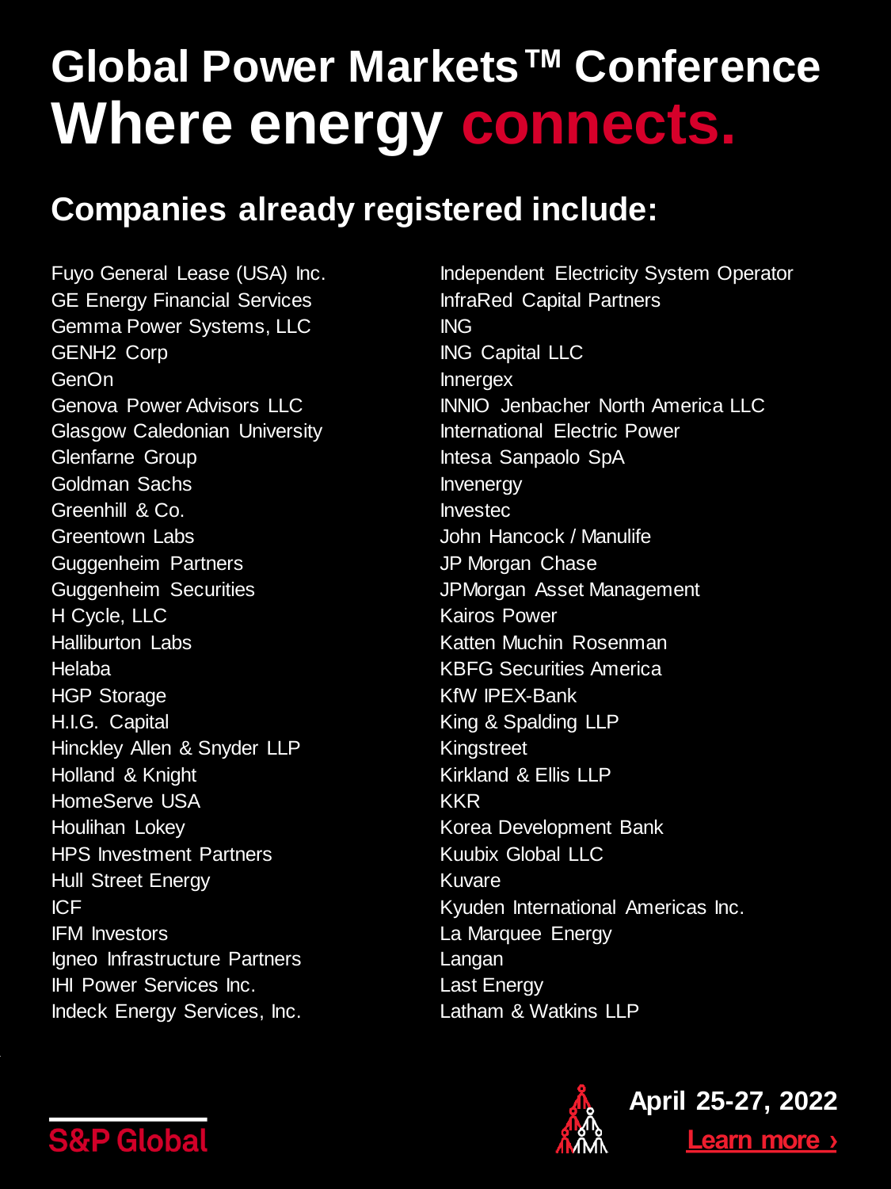# Global Power Markets™ Conference

## Where energy connects.

### Companies already registered include:

Fuyo General Lease (USA) Inc.
GE Energy Financial Services
Gemma Power Systems, LLC
GENH2 Corp
GenOn
Genova Power Advisors LLC
Glasgow Caledonian University
Glenfarne Group
Goldman Sachs
Greenhill & Co.
Greentown Labs
Guggenheim Partners
Guggenheim Securities
H Cycle, LLC
Halliburton Labs
Helaba
HGP Storage
H.I.G. Capital
Hinckley Allen & Snyder LLP
Holland & Knight
HomeServe USA
Houlihan Lokey
HPS Investment Partners
Hull Street Energy
ICF
IFM Investors
Igneo Infrastructure Partners
IHI Power Services Inc.
Indeck Energy Services, Inc.
Independent Electricity System Operator
InfraRed Capital Partners
ING
ING Capital LLC
Innergex
INNIO Jenbacher North America LLC
International Electric Power
Intesa Sanpaolo SpA
Invenergy
Investec
John Hancock / Manulife
JP Morgan Chase
JPMorgan Asset Management
Kairos Power
Katten Muchin Rosenman
KBFG Securities America
KfW IPEX-Bank
King & Spalding LLP
Kingstreet
Kirkland & Ellis LLP
KKR
Korea Development Bank
Kuubix Global LLC
Kuvare
Kyuden International Americas Inc.
La Marquee Energy
Langan
Last Energy
Latham & Watkins LLP

S&P Global

April 25-27, 2022

Learn more ›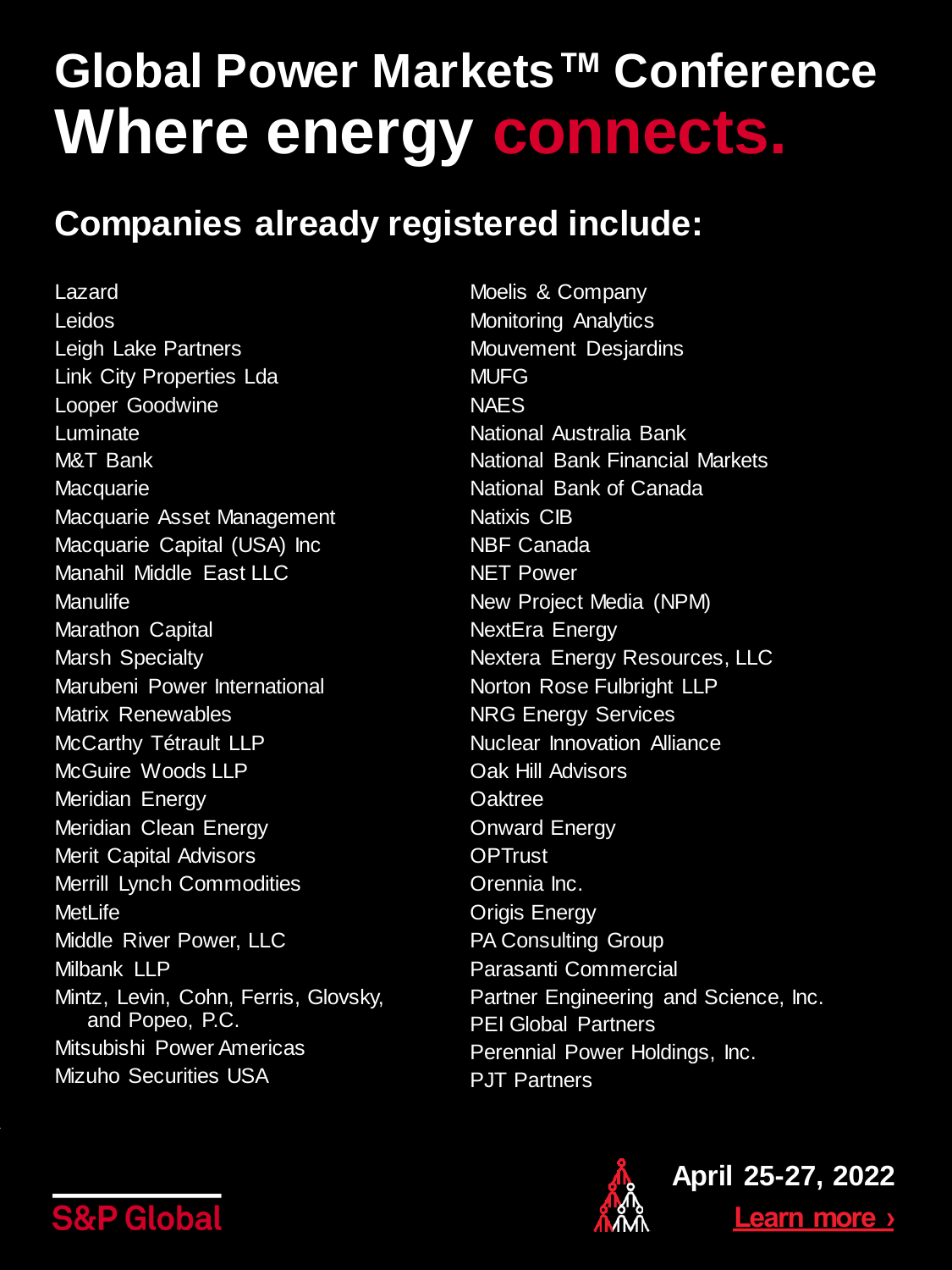# Global Power Markets™ Conference

# Where energy connects.

## Companies already registered include:

Lazard
Leidos
Leigh Lake Partners
Link City Properties Lda
Looper Goodwine
Luminate
M&T Bank
Macquarie
Macquarie Asset Management
Macquarie Capital (USA) Inc
Manahil Middle East LLC
Manulife
Marathon Capital
Marsh Specialty
Marubeni Power International
Matrix Renewables
McCarthy Tétrault LLP
McGuire Woods LLP
Meridian Energy
Meridian Clean Energy
Merit Capital Advisors
Merrill Lynch Commodities
MetLife
Middle River Power, LLC
Milbank LLP
Mintz, Levin, Cohn, Ferris, Glovsky, and Popeo, P.C.
Mitsubishi Power Americas
Mizuho Securities USA
Moelis & Company
Monitoring Analytics
Mouvement Desjardins
MUFG
NAES
National Australia Bank
National Bank Financial Markets
National Bank of Canada
Natixis CIB
NBF Canada
NET Power
New Project Media (NPM)
NextEra Energy
Nextera Energy Resources, LLC
Norton Rose Fulbright LLP
NRG Energy Services
Nuclear Innovation Alliance
Oak Hill Advisors
Oaktree
Onward Energy
OPTrust
Orennia Inc.
Origis Energy
PA Consulting Group
Parasanti Commercial
Partner Engineering and Science, Inc.
PEI Global Partners
Perennial Power Holdings, Inc.
PJT Partners

S&P Global

April 25-27, 2022

Learn more ›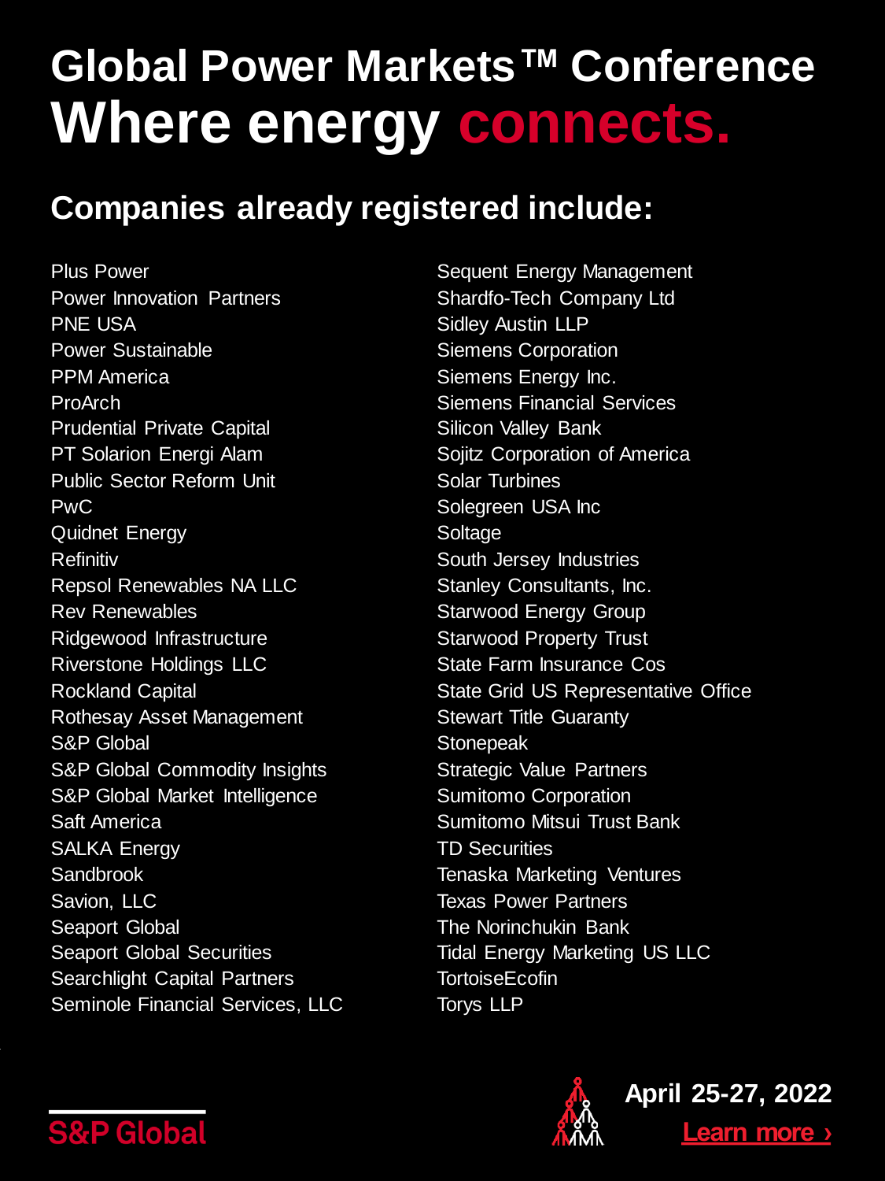# Global Power Markets™ Conference

# Where energy connects.

## Companies already registered include:

Plus Power
Power Innovation Partners
PNE USA
Power Sustainable
PPM America
ProArch
Prudential Private Capital
PT Solarion Energi Alam
Public Sector Reform Unit
PwC
Quidnet Energy
Refinitiv
Repsol Renewables NA LLC
Rev Renewables
Ridgewood Infrastructure
Riverstone Holdings LLC
Rockland Capital
Rothesay Asset Management
S&P Global
S&P Global Commodity Insights
S&P Global Market Intelligence
Saft America
SALKA Energy
Sandbrook
Savion, LLC
Seaport Global
Seaport Global Securities
Searchlight Capital Partners
Seminole Financial Services, LLC
Sequent Energy Management
Shardfo-Tech Company Ltd
Sidley Austin LLP
Siemens Corporation
Siemens Energy Inc.
Siemens Financial Services
Silicon Valley Bank
Sojitz Corporation of America
Solar Turbines
Solegreen USA Inc
Soltage
South Jersey Industries
Stanley Consultants, Inc.
Starwood Energy Group
Starwood Property Trust
State Farm Insurance Cos
State Grid US Representative Office
Stewart Title Guaranty
Stonepeak
Strategic Value Partners
Sumitomo Corporation
Sumitomo Mitsui Trust Bank
TD Securities
Tenaska Marketing Ventures
Texas Power Partners
The Norinchukin Bank
Tidal Energy Marketing US LLC
TortoiseEcofin
Torys LLP

S&P Global

April 25-27, 2022
Learn more ›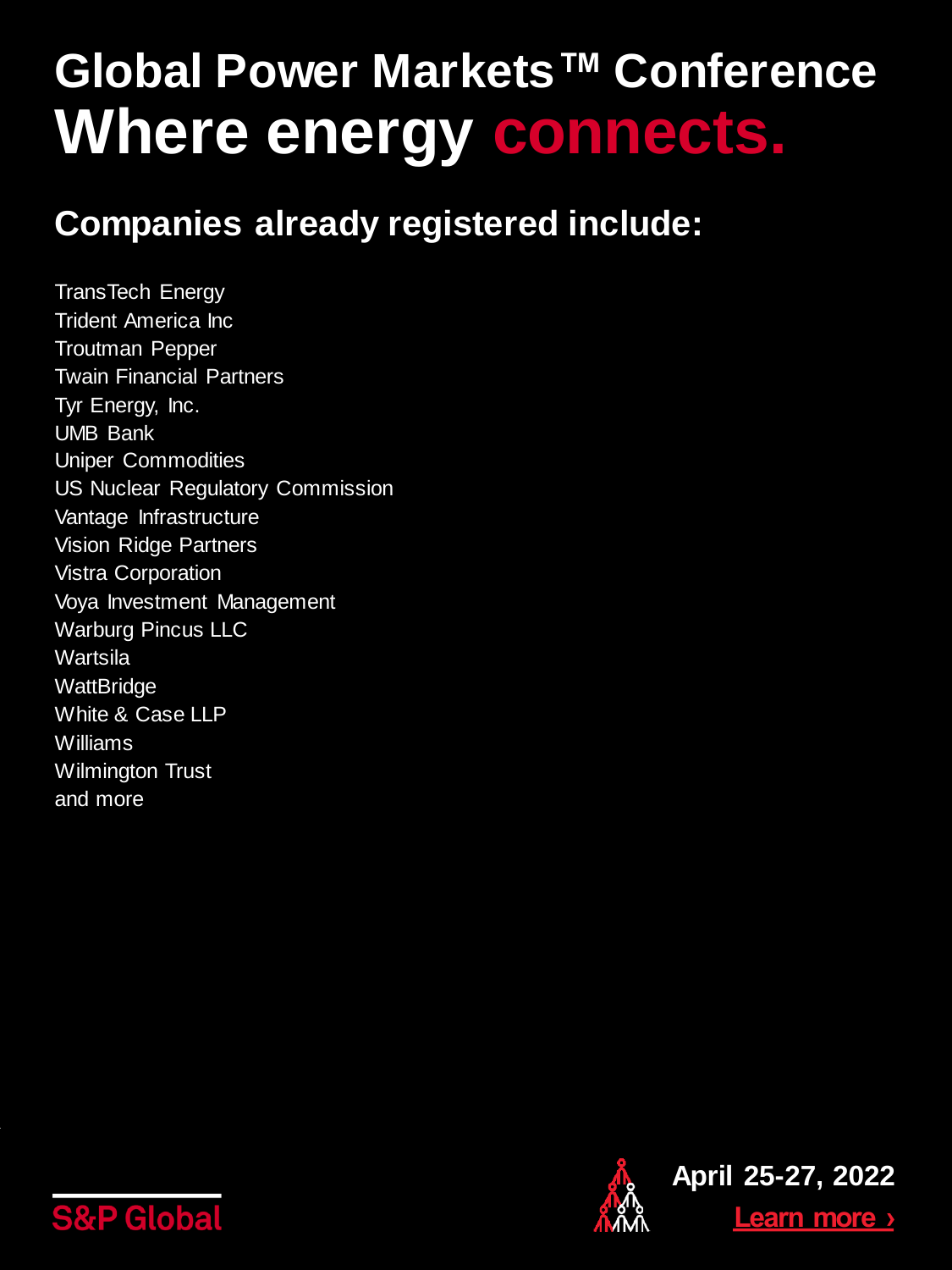# Global Power Markets™ Conference
# Where energy connects.

## Companies already registered include:

TransTech Energy
Trident America Inc
Troutman Pepper
Twain Financial Partners
Tyr Energy, Inc.
UMB Bank
Uniper Commodities
US Nuclear Regulatory Commission
Vantage Infrastructure
Vision Ridge Partners
Vistra Corporation
Voya Investment Management
Warburg Pincus LLC
Wartsila
WattBridge
White & Case LLP
Williams
Wilmington Trust
and more

S&P Global

**April 25-27, 2022**

Learn more ›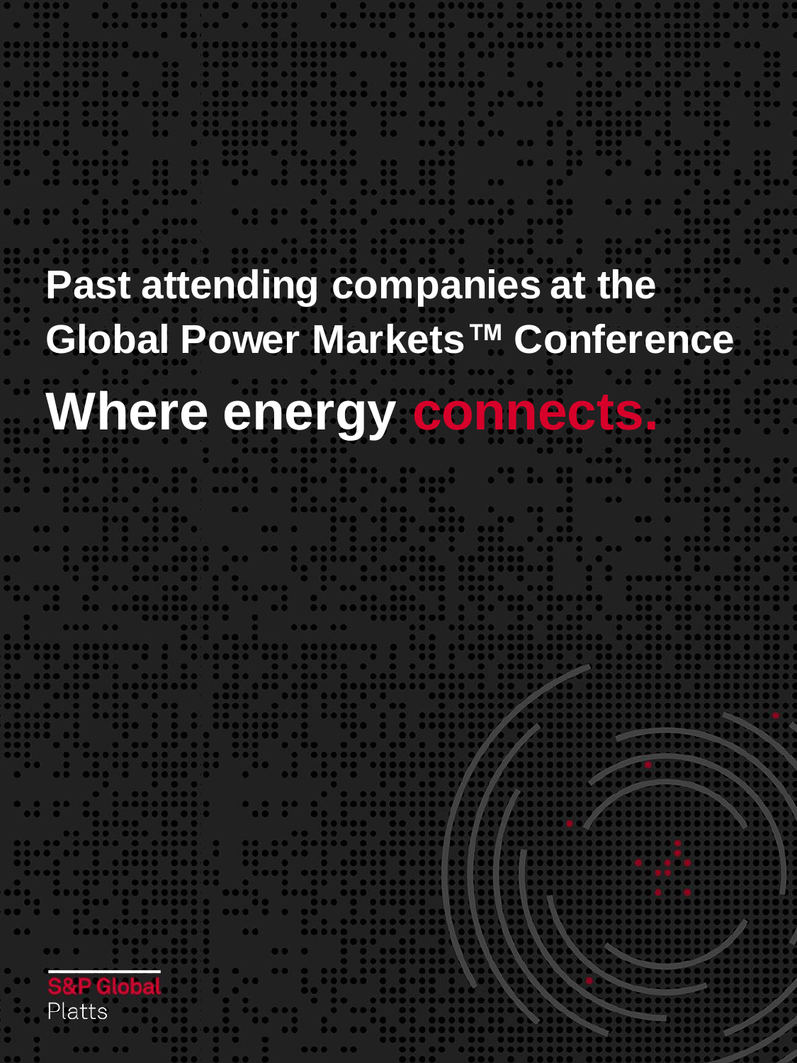# Past attending companies at the Global Power Markets™ Conference

## Where energy connects.

S&P Global
Platts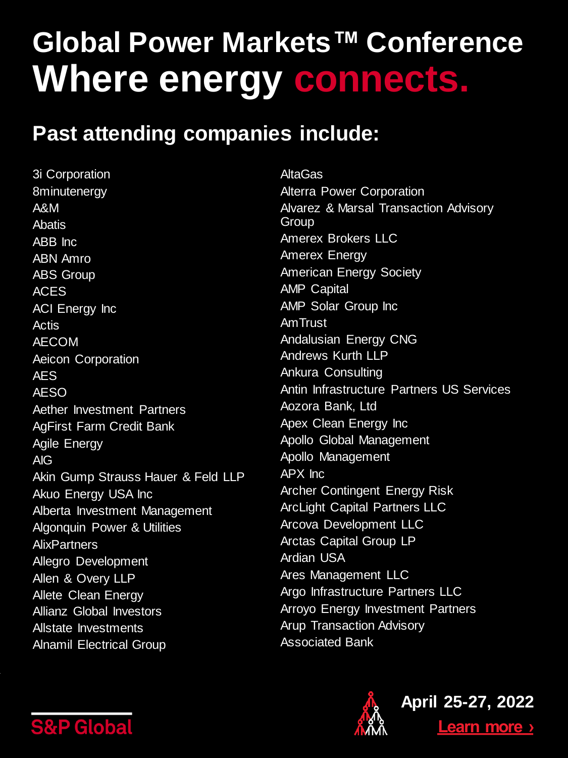# Global Power Markets™ Conference

# Where energy connects.

## Past attending companies include:

- 3i Corporation
- 8minutenergy
- A&M
- Abatis
- ABB Inc
- ABN Amro
- ABS Group
- ACES
- ACI Energy Inc
- Actis
- AECOM
- Aeicon Corporation
- AES
- AESO
- Aether Investment Partners
- AgFirst Farm Credit Bank
- Agile Energy
- AIG
- Akin Gump Strauss Hauer & Feld LLP
- Akuo Energy USA Inc
- Alberta Investment Management
- Algonquin Power & Utilities
- AlixPartners
- Allegro Development
- Allen & Overy LLP
- Allete Clean Energy
- Allianz Global Investors
- Allstate Investments
- Alnamil Electrical Group
- AltaGas
- Alterra Power Corporation
- Alvarez & Marsal Transaction Advisory Group
- Amerex Brokers LLC
- Amerex Energy
- American Energy Society
- AMP Capital
- AMP Solar Group Inc
- AmTrust
- Andalusian Energy CNG
- Andrews Kurth LLP
- Ankura Consulting
- Antin Infrastructure Partners US Services
- Aozora Bank, Ltd
- Apex Clean Energy Inc
- Apollo Global Management
- Apollo Management
- APX Inc
- Archer Contingent Energy Risk
- ArcLight Capital Partners LLC
- Arcova Development LLC
- Arctas Capital Group LP
- Ardian USA
- Ares Management LLC
- Argo Infrastructure Partners LLC
- Arroyo Energy Investment Partners
- Arup Transaction Advisory
- Associated Bank

S&P Global

**April 25-27, 2022**

Learn more ›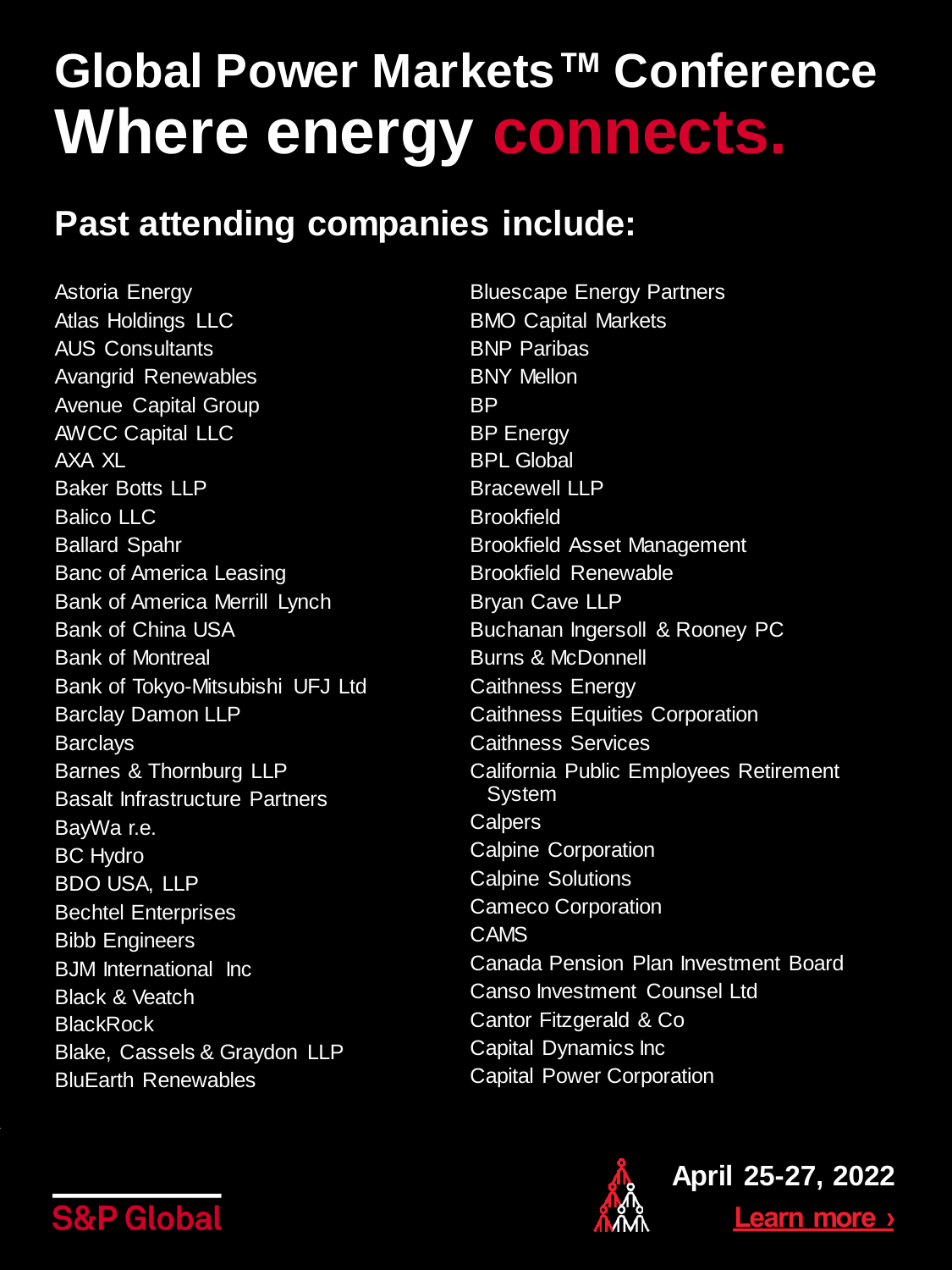# Global Power Markets™ Conference

## Where energy connects.

### Past attending companies include:

- Astoria Energy
- Atlas Holdings LLC
- AUS Consultants
- Avangrid Renewables
- Avenue Capital Group
- AWCC Capital LLC
- AXA XL
- Baker Botts LLP
- Balico LLC
- Ballard Spahr
- Banc of America Leasing
- Bank of America Merrill Lynch
- Bank of China USA
- Bank of Montreal
- Bank of Tokyo-Mitsubishi UFJ Ltd
- Barclay Damon LLP
- Barclays
- Barnes & Thornburg LLP
- Basalt Infrastructure Partners
- BayWa r.e.
- BC Hydro
- BDO USA, LLP
- Bechtel Enterprises
- Bibb Engineers
- BJM International Inc
- Black & Veatch
- BlackRock
- Blake, Cassels & Graydon LLP
- BluEarth Renewables
- Bluescape Energy Partners
- BMO Capital Markets
- BNP Paribas
- BNY Mellon
- BP
- BP Energy
- BPL Global
- Bracewell LLP
- Brookfield
- Brookfield Asset Management
- Brookfield Renewable
- Bryan Cave LLP
- Buchanan Ingersoll & Rooney PC
- Burns & McDonnell
- Caithness Energy
- Caithness Equities Corporation
- Caithness Services
- California Public Employees Retirement System
- Calpers
- Calpine Corporation
- Calpine Solutions
- Cameco Corporation
- CAMS
- Canada Pension Plan Investment Board
- Canso Investment Counsel Ltd
- Cantor Fitzgerald & Co
- Capital Dynamics Inc
- Capital Power Corporation

S&P Global

**April 25-27, 2022**

Learn more ›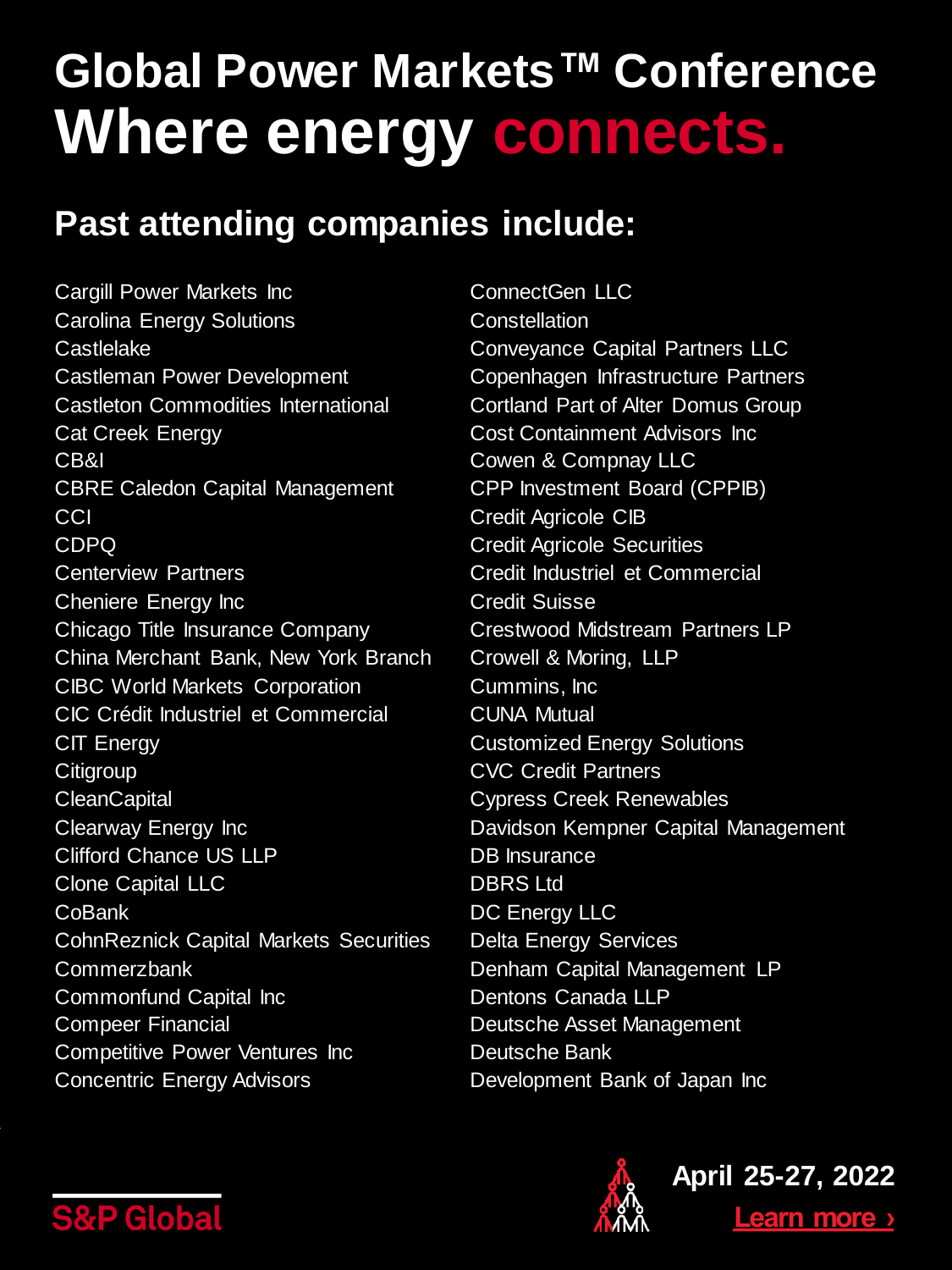# Global Power Markets™ Conference

# Where energy connects.

## Past attending companies include:

- Cargill Power Markets Inc
- Carolina Energy Solutions
- Castlelake
- Castleman Power Development
- Castleton Commodities International
- Cat Creek Energy
- CB&I
- CBRE Caledon Capital Management
- CCI
- CDPQ
- Centerview Partners
- Cheniere Energy Inc
- Chicago Title Insurance Company
- China Merchant Bank, New York Branch
- CIBC World Markets Corporation
- CIC Crédit Industriel et Commercial
- CIT Energy
- Citigroup
- CleanCapital
- Clearway Energy Inc
- Clifford Chance US LLP
- Clone Capital LLC
- CoBank
- CohnReznick Capital Markets Securities
- Commerzbank
- Commonfund Capital Inc
- Compeer Financial
- Competitive Power Ventures Inc
- Concentric Energy Advisors
- ConnectGen LLC
- Constellation
- Conveyance Capital Partners LLC
- Copenhagen Infrastructure Partners
- Cortland Part of Alter Domus Group
- Cost Containment Advisors Inc
- Cowen & Compnay LLC
- CPP Investment Board (CPPIB)
- Credit Agricole CIB
- Credit Agricole Securities
- Credit Industriel et Commercial
- Credit Suisse
- Crestwood Midstream Partners LP
- Crowell & Moring, LLP
- Cummins, Inc
- CUNA Mutual
- Customized Energy Solutions
- CVC Credit Partners
- Cypress Creek Renewables
- Davidson Kempner Capital Management
- DB Insurance
- DBRS Ltd
- DC Energy LLC
- Delta Energy Services
- Denham Capital Management LP
- Dentons Canada LLP
- Deutsche Asset Management
- Deutsche Bank
- Development Bank of Japan Inc

S&P Global

**April 25-27, 2022**

Learn more ›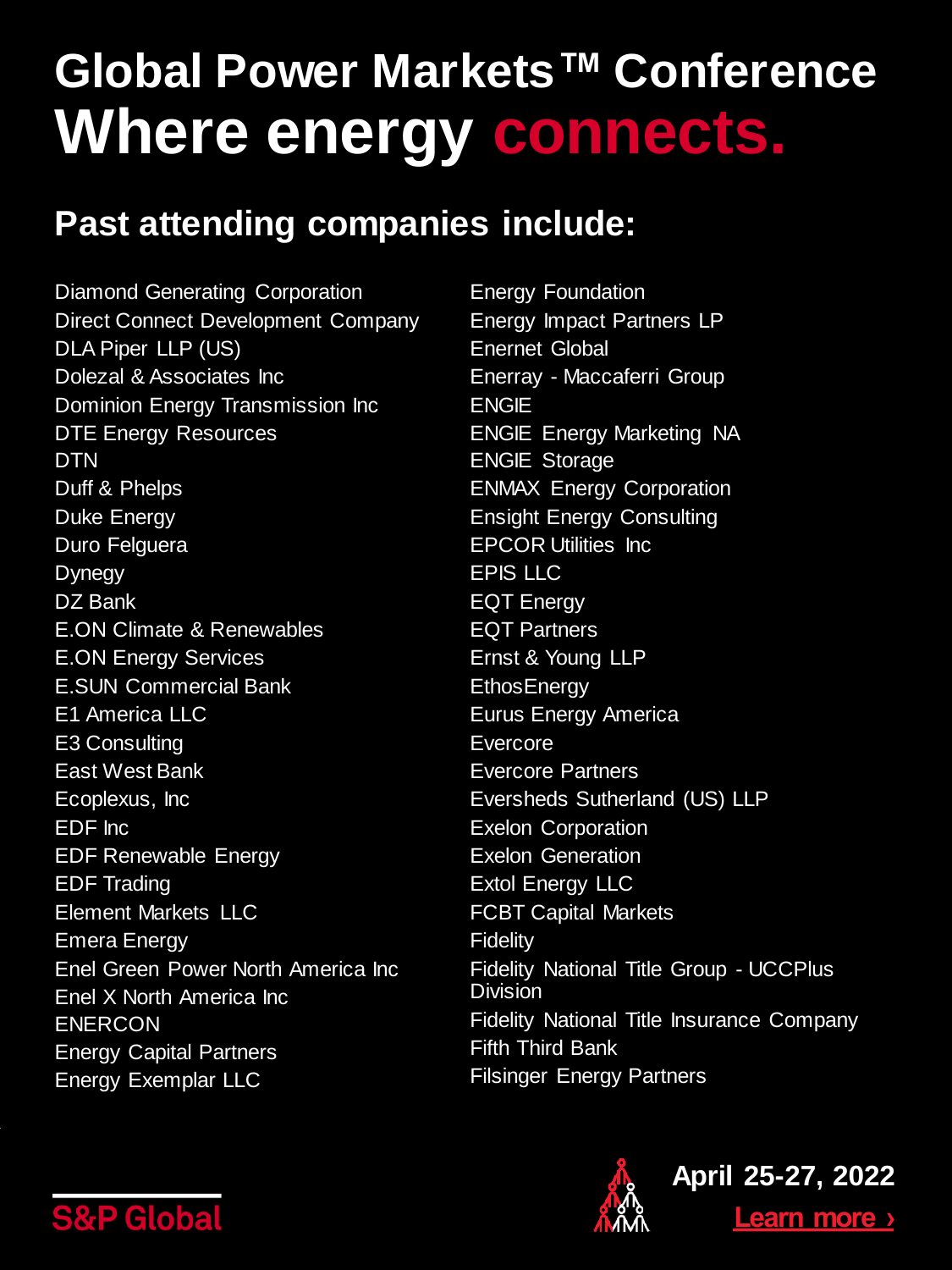# Global Power Markets™ Conference

# Where energy connects.

## Past attending companies include:

Diamond Generating Corporation
Direct Connect Development Company
DLA Piper LLP (US)
Dolezal & Associates Inc
Dominion Energy Transmission Inc
DTE Energy Resources
DTN
Duff & Phelps
Duke Energy
Duro Felguera
Dynegy
DZ Bank
E.ON Climate & Renewables
E.ON Energy Services
E.SUN Commercial Bank
E1 America LLC
E3 Consulting
East West Bank
Ecoplexus, Inc
EDF Inc
EDF Renewable Energy
EDF Trading
Element Markets LLC
Emera Energy
Enel Green Power North America Inc
Enel X North America Inc
ENERCON
Energy Capital Partners
Energy Exemplar LLC
Energy Foundation
Energy Impact Partners LP
Enernet Global
Enerray - Maccaferri Group
ENGIE
ENGIE Energy Marketing NA
ENGIE Storage
ENMAX Energy Corporation
Ensight Energy Consulting
EPCOR Utilities Inc
EPIS LLC
EQT Energy
EQT Partners
Ernst & Young LLP
EthosEnergy
Eurus Energy America
Evercore
Evercore Partners
Eversheds Sutherland (US) LLP
Exelon Corporation
Exelon Generation
Extol Energy LLC
FCBT Capital Markets
Fidelity
Fidelity National Title Group - UCCPlus Division
Fidelity National Title Insurance Company
Fifth Third Bank
Filsinger Energy Partners

S&P Global

April 25-27, 2022

Learn more ›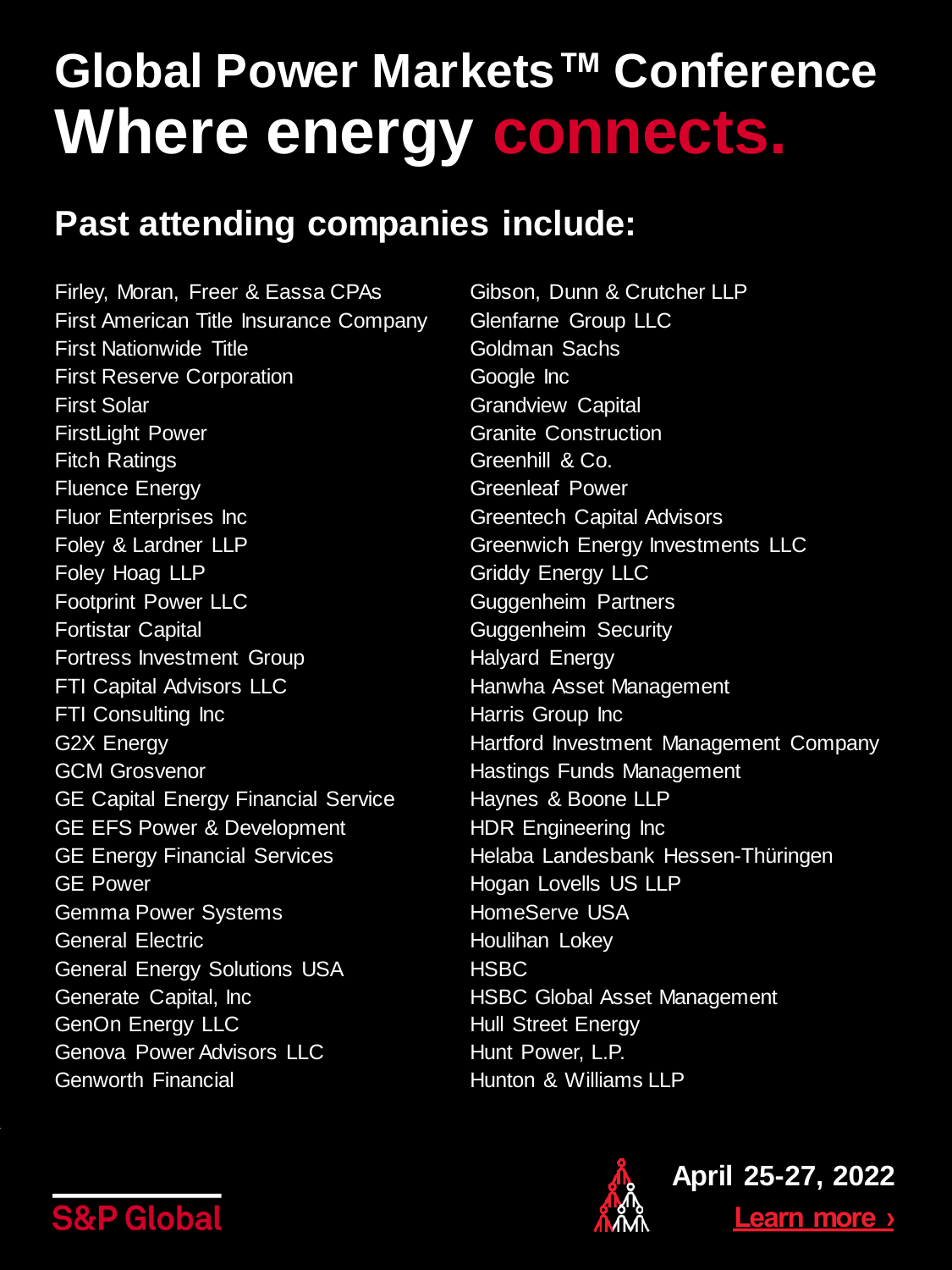# Global Power Markets™ Conference

# Where energy connects.

## Past attending companies include:

Firley, Moran, Freer & Eassa CPAs
First American Title Insurance Company
First Nationwide Title
First Reserve Corporation
First Solar
FirstLight Power
Fitch Ratings
Fluence Energy
Fluor Enterprises Inc
Foley & Lardner LLP
Foley Hoag LLP
Footprint Power LLC
Fortistar Capital
Fortress Investment Group
FTI Capital Advisors LLC
FTI Consulting Inc
G2X Energy
GCM Grosvenor
GE Capital Energy Financial Service
GE EFS Power & Development
GE Energy Financial Services
GE Power
Gemma Power Systems
General Electric
General Energy Solutions USA
Generate Capital, Inc
GenOn Energy LLC
Genova Power Advisors LLC
Genworth Financial
Gibson, Dunn & Crutcher LLP
Glenfarne Group LLC
Goldman Sachs
Google Inc
Grandview Capital
Granite Construction
Greenhill & Co.
Greenleaf Power
Greentech Capital Advisors
Greenwich Energy Investments LLC
Griddy Energy LLC
Guggenheim Partners
Guggenheim Security
Halyard Energy
Hanwha Asset Management
Harris Group Inc
Hartford Investment Management Company
Hastings Funds Management
Haynes & Boone LLP
HDR Engineering Inc
Helaba Landesbank Hessen-Thüringen
Hogan Lovells US LLP
HomeServe USA
Houlihan Lokey
HSBC
HSBC Global Asset Management
Hull Street Energy
Hunt Power, L.P.
Hunton & Williams LLP

S&P Global

**April 25-27, 2022**

Learn more ›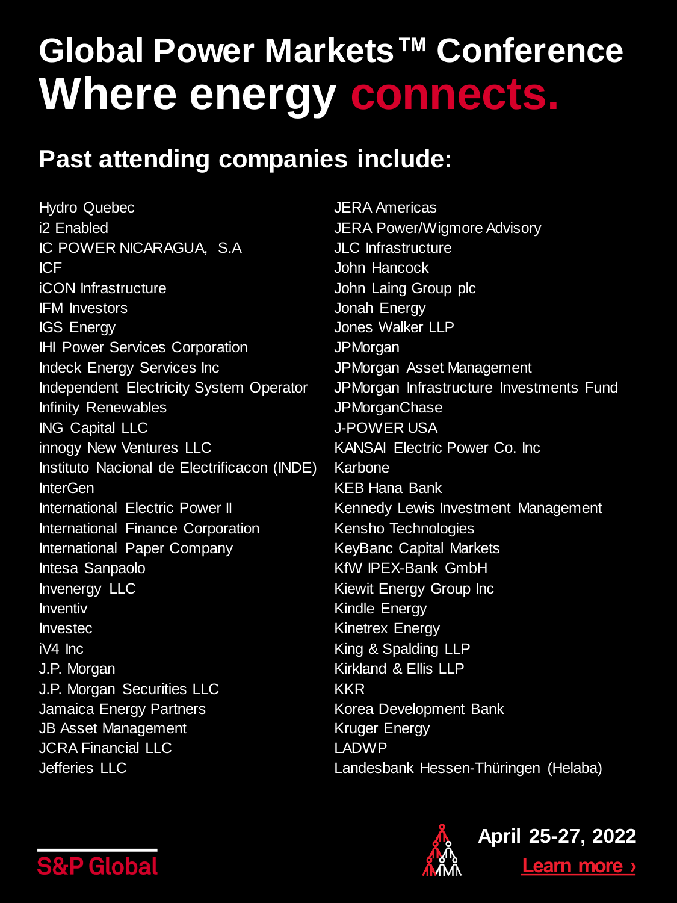# Global Power Markets™ Conference

# Where energy connects.

## Past attending companies include:

Hydro Quebec
i2 Enabled
IC POWER NICARAGUA, S.A
ICF
iCON Infrastructure
IFM Investors
IGS Energy
IHI Power Services Corporation
Indeck Energy Services Inc
Independent Electricity System Operator
Infinity Renewables
ING Capital LLC
innogy New Ventures LLC
Instituto Nacional de Electrificacon (INDE)
InterGen
International Electric Power II
International Finance Corporation
International Paper Company
Intesa Sanpaolo
Invenergy LLC
Inventiv
Investec
iV4 Inc
J.P. Morgan
J.P. Morgan Securities LLC
Jamaica Energy Partners
JB Asset Management
JCRA Financial LLC
Jefferies LLC
JERA Americas
JERA Power/Wigmore Advisory
JLC Infrastructure
John Hancock
John Laing Group plc
Jonah Energy
Jones Walker LLP
JPMorgan
JPMorgan Asset Management
JPMorgan Infrastructure Investments Fund
JPMorganChase
J-POWER USA
KANSAI Electric Power Co. Inc
Karbone
KEB Hana Bank
Kennedy Lewis Investment Management
Kensho Technologies
KeyBanc Capital Markets
KfW IPEX-Bank GmbH
Kiewit Energy Group Inc
Kindle Energy
Kinetrex Energy
King & Spalding LLP
Kirkland & Ellis LLP
KKR
Korea Development Bank
Kruger Energy
LADWP
Landesbank Hessen-Thüringen (Helaba)

S&P Global

April 25-27, 2022

Learn more ›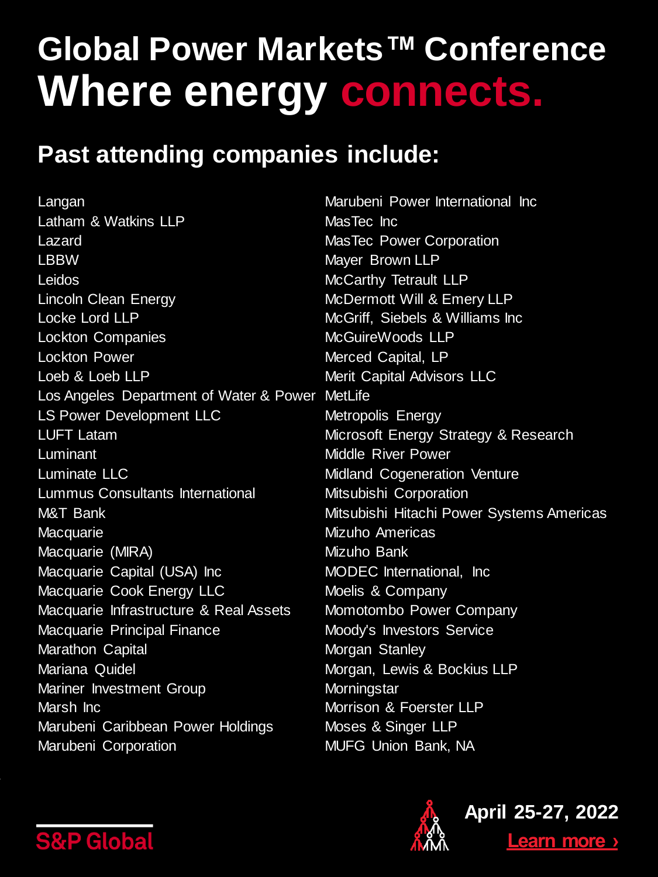# Global Power Markets™ Conference

# Where energy connects.

## Past attending companies include:

Langan
Latham & Watkins LLP
Lazard
LBBW
Leidos
Lincoln Clean Energy
Locke Lord LLP
Lockton Companies
Lockton Power
Loeb & Loeb LLP
Los Angeles Department of Water & Power
LS Power Development LLC
LUFT Latam
Luminant
Luminate LLC
Lummus Consultants International
M&T Bank
Macquarie
Macquarie (MIRA)
Macquarie Capital (USA) Inc
Macquarie Cook Energy LLC
Macquarie Infrastructure & Real Assets
Macquarie Principal Finance
Marathon Capital
Mariana Quidel
Mariner Investment Group
Marsh Inc
Marubeni Caribbean Power Holdings
Marubeni Corporation
Marubeni Power International Inc
MasTec Inc
MasTec Power Corporation
Mayer Brown LLP
McCarthy Tetrault LLP
McDermott Will & Emery LLP
McGriff, Siebels & Williams Inc
McGuireWoods LLP
Merced Capital, LP
Merit Capital Advisors LLC
MetLife
Metropolis Energy
Microsoft Energy Strategy & Research
Middle River Power
Midland Cogeneration Venture
Mitsubishi Corporation
Mitsubishi Hitachi Power Systems Americas
Mizuho Americas
Mizuho Bank
MODEC International, Inc
Moelis & Company
Momotombo Power Company
Moody's Investors Service
Morgan Stanley
Morgan, Lewis & Bockius LLP
Morningstar
Morrison & Foerster LLP
Moses & Singer LLP
MUFG Union Bank, NA

S&P Global

**April 25-27, 2022**

Learn more ›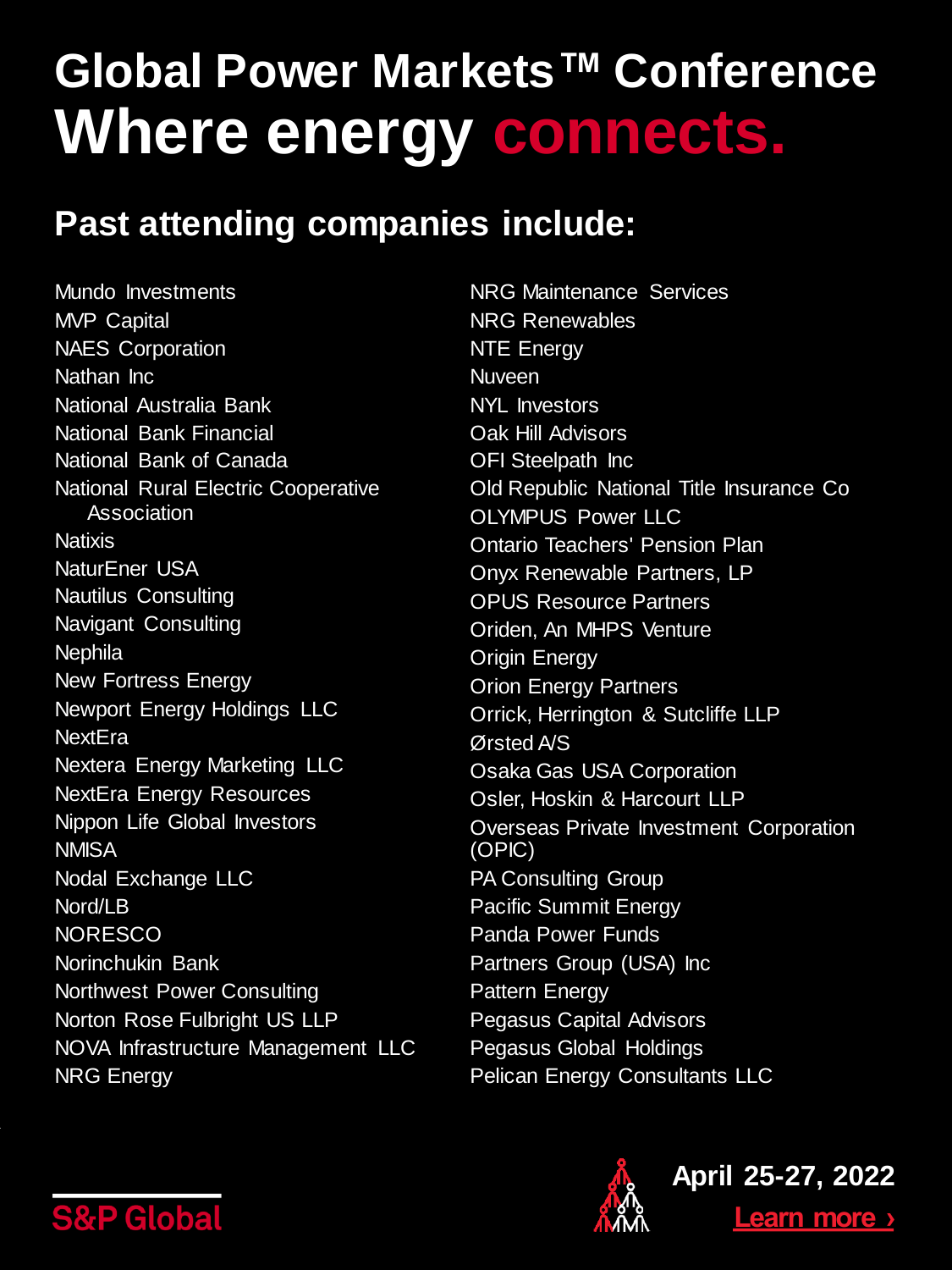# Global Power Markets™ Conference

# Where energy connects.

## Past attending companies include:

Mundo Investments
MVP Capital
NAES Corporation
Nathan Inc
National Australia Bank
National Bank Financial
National Bank of Canada
National Rural Electric Cooperative Association
Natixis
NaturEner USA
Nautilus Consulting
Navigant Consulting
Nephila
New Fortress Energy
Newport Energy Holdings LLC
NextEra
Nextera Energy Marketing LLC
NextEra Energy Resources
Nippon Life Global Investors
NMISA
Nodal Exchange LLC
Nord/LB
NORESCO
Norinchukin Bank
Northwest Power Consulting
Norton Rose Fulbright US LLP
NOVA Infrastructure Management LLC
NRG Energy
NRG Maintenance Services
NRG Renewables
NTE Energy
Nuveen
NYL Investors
Oak Hill Advisors
OFI Steelpath Inc
Old Republic National Title Insurance Co
OLYMPUS Power LLC
Ontario Teachers' Pension Plan
Onyx Renewable Partners, LP
OPUS Resource Partners
Oriden, An MHPS Venture
Origin Energy
Orion Energy Partners
Orrick, Herrington & Sutcliffe LLP
Ørsted A/S
Osaka Gas USA Corporation
Osler, Hoskin & Harcourt LLP
Overseas Private Investment Corporation (OPIC)
PA Consulting Group
Pacific Summit Energy
Panda Power Funds
Partners Group (USA) Inc
Pattern Energy
Pegasus Capital Advisors
Pegasus Global Holdings
Pelican Energy Consultants LLC

S&P Global

**April 25-27, 2022**

Learn more ›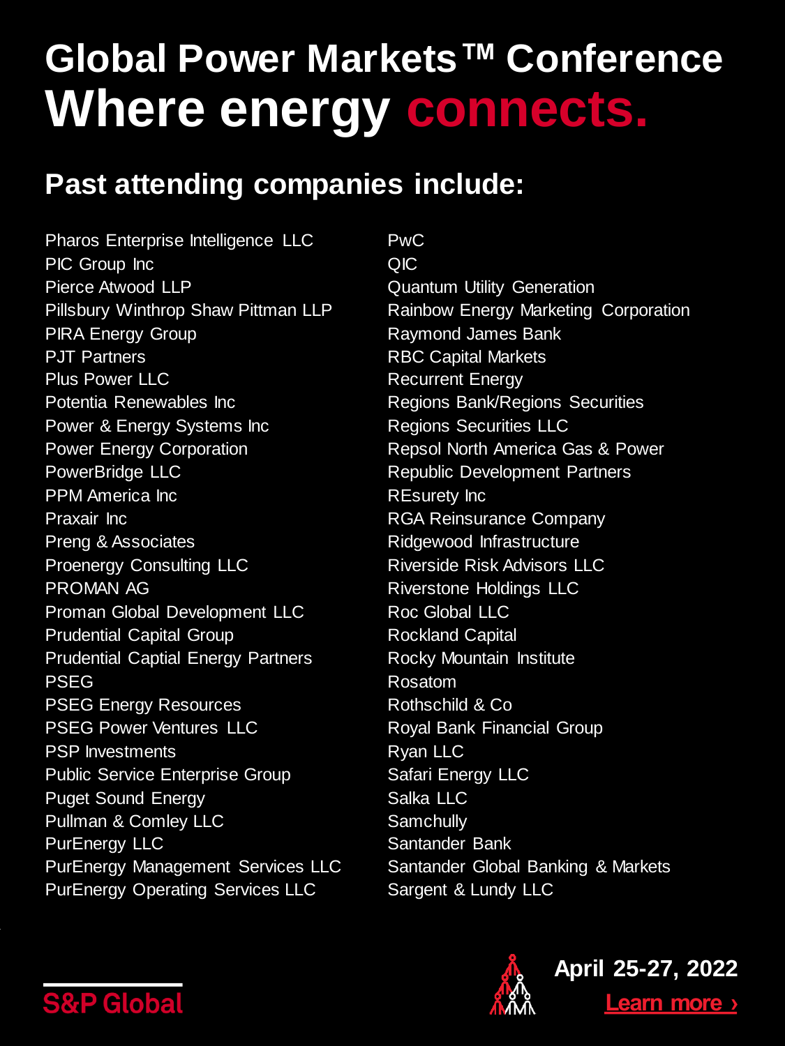# Global Power Markets™ Conference

# Where energy connects.

## Past attending companies include:

Pharos Enterprise Intelligence LLC
PIC Group Inc
Pierce Atwood LLP
Pillsbury Winthrop Shaw Pittman LLP
PIRA Energy Group
PJT Partners
Plus Power LLC
Potentia Renewables Inc
Power & Energy Systems Inc
Power Energy Corporation
PowerBridge LLC
PPM America Inc
Praxair Inc
Preng & Associates
Proenergy Consulting LLC
PROMAN AG
Proman Global Development LLC
Prudential Capital Group
Prudential Captial Energy Partners
PSEG
PSEG Energy Resources
PSEG Power Ventures LLC
PSP Investments
Public Service Enterprise Group
Puget Sound Energy
Pullman & Comley LLC
PurEnergy LLC
PurEnergy Management Services LLC
PurEnergy Operating Services LLC
PwC
QIC
Quantum Utility Generation
Rainbow Energy Marketing Corporation
Raymond James Bank
RBC Capital Markets
Recurrent Energy
Regions Bank/Regions Securities
Regions Securities LLC
Repsol North America Gas & Power
Republic Development Partners
REsurety Inc
RGA Reinsurance Company
Ridgewood Infrastructure
Riverside Risk Advisors LLC
Riverstone Holdings LLC
Roc Global LLC
Rockland Capital
Rocky Mountain Institute
Rosatom
Rothschild & Co
Royal Bank Financial Group
Ryan LLC
Safari Energy LLC
Salka LLC
Samchully
Santander Bank
Santander Global Banking & Markets
Sargent & Lundy LLC

S&P Global

**April 25-27, 2022**

Learn more ›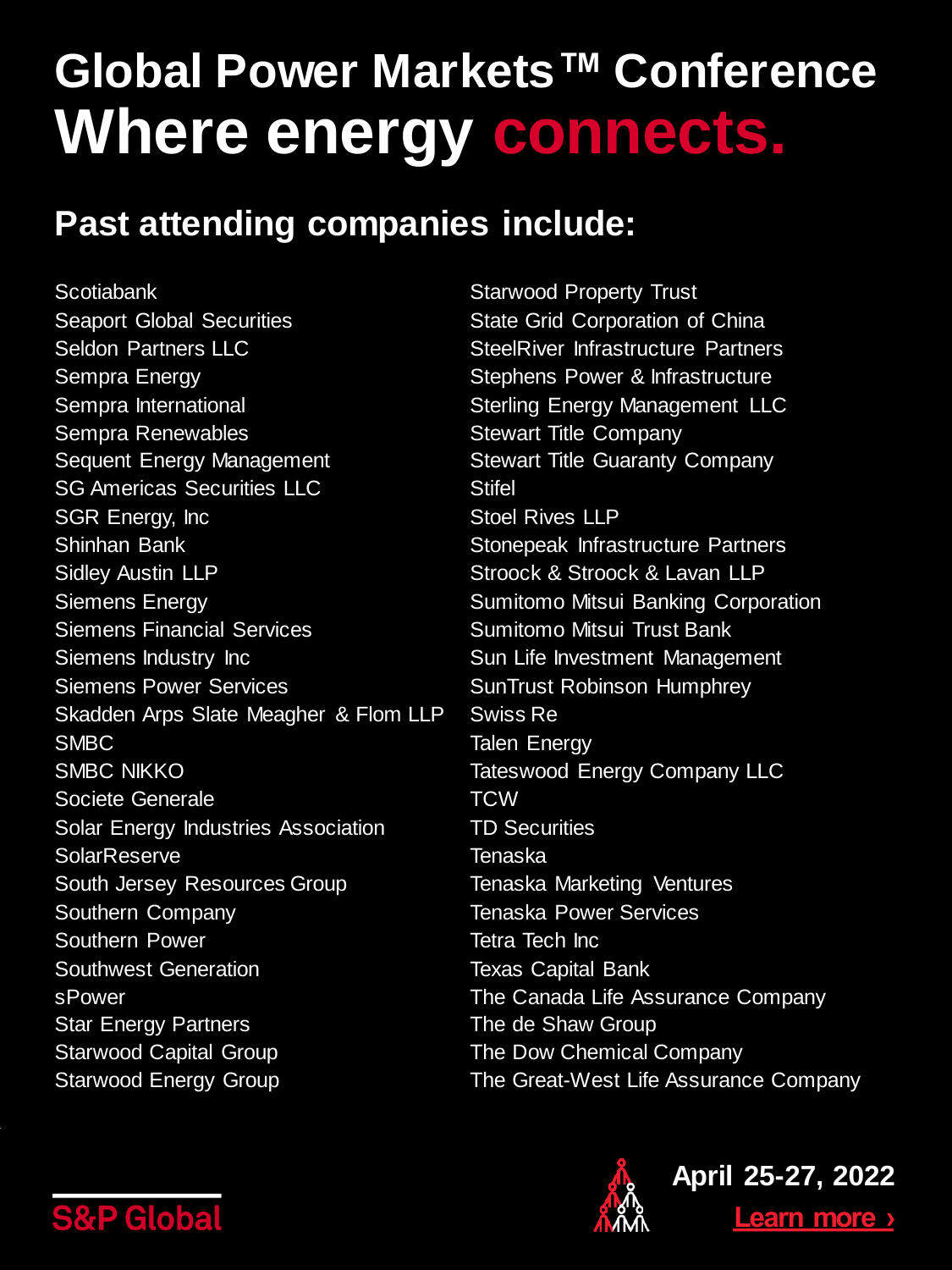# Global Power Markets™ Conference

## Where energy connects.

### Past attending companies include:

Scotiabank
Seaport Global Securities
Seldon Partners LLC
Sempra Energy
Sempra International
Sempra Renewables
Sequent Energy Management
SG Americas Securities LLC
SGR Energy, Inc
Shinhan Bank
Sidley Austin LLP
Siemens Energy
Siemens Financial Services
Siemens Industry Inc
Siemens Power Services
Skadden Arps Slate Meagher & Flom LLP
SMBC
SMBC NIKKO
Societe Generale
Solar Energy Industries Association
SolarReserve
South Jersey Resources Group
Southern Company
Southern Power
Southwest Generation
sPower
Star Energy Partners
Starwood Capital Group
Starwood Energy Group
Starwood Property Trust
State Grid Corporation of China
SteelRiver Infrastructure Partners
Stephens Power & Infrastructure
Sterling Energy Management LLC
Stewart Title Company
Stewart Title Guaranty Company
Stifel
Stoel Rives LLP
Stonepeak Infrastructure Partners
Stroock & Stroock & Lavan LLP
Sumitomo Mitsui Banking Corporation
Sumitomo Mitsui Trust Bank
Sun Life Investment Management
SunTrust Robinson Humphrey
Swiss Re
Talen Energy
Tateswood Energy Company LLC
TCW
TD Securities
Tenaska
Tenaska Marketing Ventures
Tenaska Power Services
Tetra Tech Inc
Texas Capital Bank
The Canada Life Assurance Company
The de Shaw Group
The Dow Chemical Company
The Great-West Life Assurance Company

S&P Global

April 25-27, 2022

Learn more ›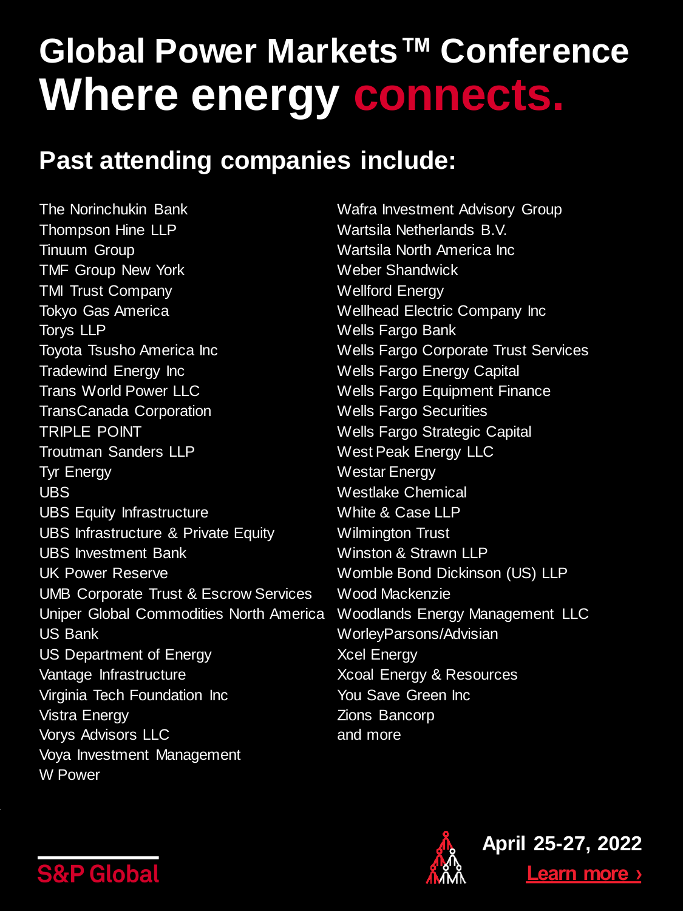# Global Power Markets™ Conference

# Where energy connects.

## Past attending companies include:

The Norinchukin Bank
Thompson Hine LLP
Tinuum Group
TMF Group New York
TMI Trust Company
Tokyo Gas America
Torys LLP
Toyota Tsusho America Inc
Tradewind Energy Inc
Trans World Power LLC
TransCanada Corporation
TRIPLE POINT
Troutman Sanders LLP
Tyr Energy
UBS
UBS Equity Infrastructure
UBS Infrastructure & Private Equity
UBS Investment Bank
UK Power Reserve
UMB Corporate Trust & Escrow Services
Uniper Global Commodities North America
US Bank
US Department of Energy
Vantage Infrastructure
Virginia Tech Foundation Inc
Vistra Energy
Vorys Advisors LLC
Voya Investment Management
W Power
Wafra Investment Advisory Group
Wartsila Netherlands B.V.
Wartsila North America Inc
Weber Shandwick
Wellford Energy
Wellhead Electric Company Inc
Wells Fargo Bank
Wells Fargo Corporate Trust Services
Wells Fargo Energy Capital
Wells Fargo Equipment Finance
Wells Fargo Securities
Wells Fargo Strategic Capital
West Peak Energy LLC
Westar Energy
Westlake Chemical
White & Case LLP
Wilmington Trust
Winston & Strawn LLP
Womble Bond Dickinson (US) LLP
Wood Mackenzie
Woodlands Energy Management LLC
WorleyParsons/Advisian
Xcel Energy
Xcoal Energy & Resources
You Save Green Inc
Zions Bancorp
and more

S&P Global

**April 25-27, 2022**

Learn more ›